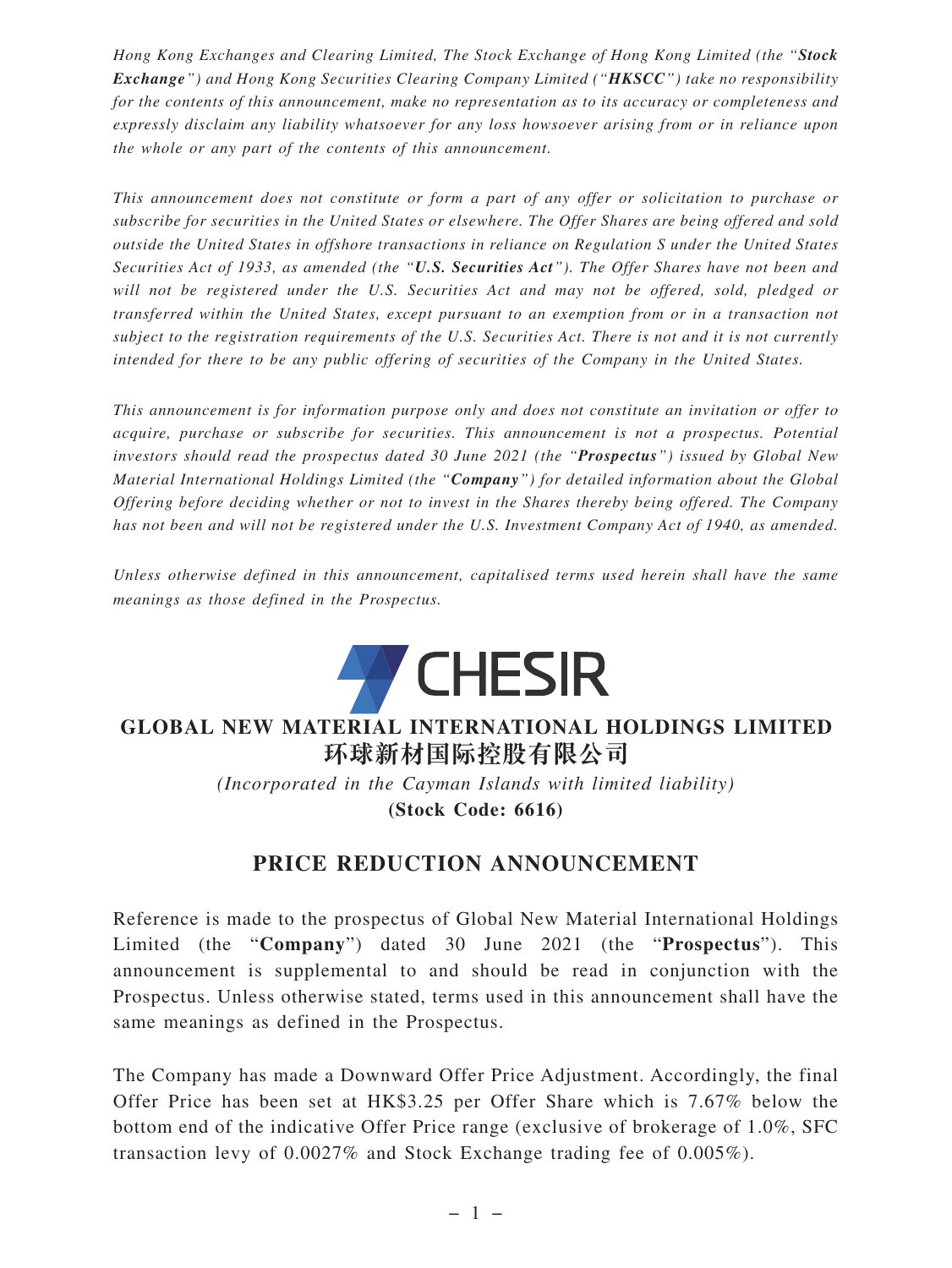*Hong Kong Exchanges and Clearing Limited, The Stock Exchange of Hong Kong Limited (the "**Stock Exchange**") and Hong Kong Securities Clearing Company Limited ("**HKSCC**") take no responsibility for the contents of this announcement, make no representation as to its accuracy or completeness and expressly disclaim any liability whatsoever for any loss howsoever arising from or in reliance upon the whole or any part of the contents of this announcement.*

*This announcement does not constitute or form a part of any offer or solicitation to purchase or subscribe for securities in the United States or elsewhere. The Offer Shares are being offered and sold outside the United States in offshore transactions in reliance on Regulation S under the United States Securities Act of 1933, as amended (the "**U.S. Securities Act**"). The Offer Shares have not been and will not be registered under the U.S. Securities Act and may not be offered, sold, pledged or transferred within the United States, except pursuant to an exemption from or in a transaction not subject to the registration requirements of the U.S. Securities Act. There is not and it is not currently intended for there to be any public offering of securities of the Company in the United States.*

*This announcement is for information purpose only and does not constitute an invitation or offer to acquire, purchase or subscribe for securities. This announcement is not a prospectus. Potential investors should read the prospectus dated 30 June 2021 (the "**Prospectus**") issued by Global New Material International Holdings Limited (the "**Company**") for detailed information about the Global Offering before deciding whether or not to invest in the Shares thereby being offered. The Company has not been and will not be registered under the U.S. Investment Company Act of 1940, as amended.*

*Unless otherwise defined in this announcement, capitalised terms used herein shall have the same meanings as those defined in the Prospectus.*

CHESIR

# GLOBAL NEW MATERIAL INTERNATIONAL HOLDINGS LIMITED
# 环球新材国际控股有限公司

*(Incorporated in the Cayman Islands with limited liability)*

**(Stock Code: 6616)**

## PRICE REDUCTION ANNOUNCEMENT

Reference is made to the prospectus of Global New Material International Holdings Limited (the "**Company**") dated 30 June 2021 (the "**Prospectus**"). This announcement is supplemental to and should be read in conjunction with the Prospectus. Unless otherwise stated, terms used in this announcement shall have the same meanings as defined in the Prospectus.

The Company has made a Downward Offer Price Adjustment. Accordingly, the final Offer Price has been set at HK$3.25 per Offer Share which is 7.67% below the bottom end of the indicative Offer Price range (exclusive of brokerage of 1.0%, SFC transaction levy of 0.0027% and Stock Exchange trading fee of 0.005%).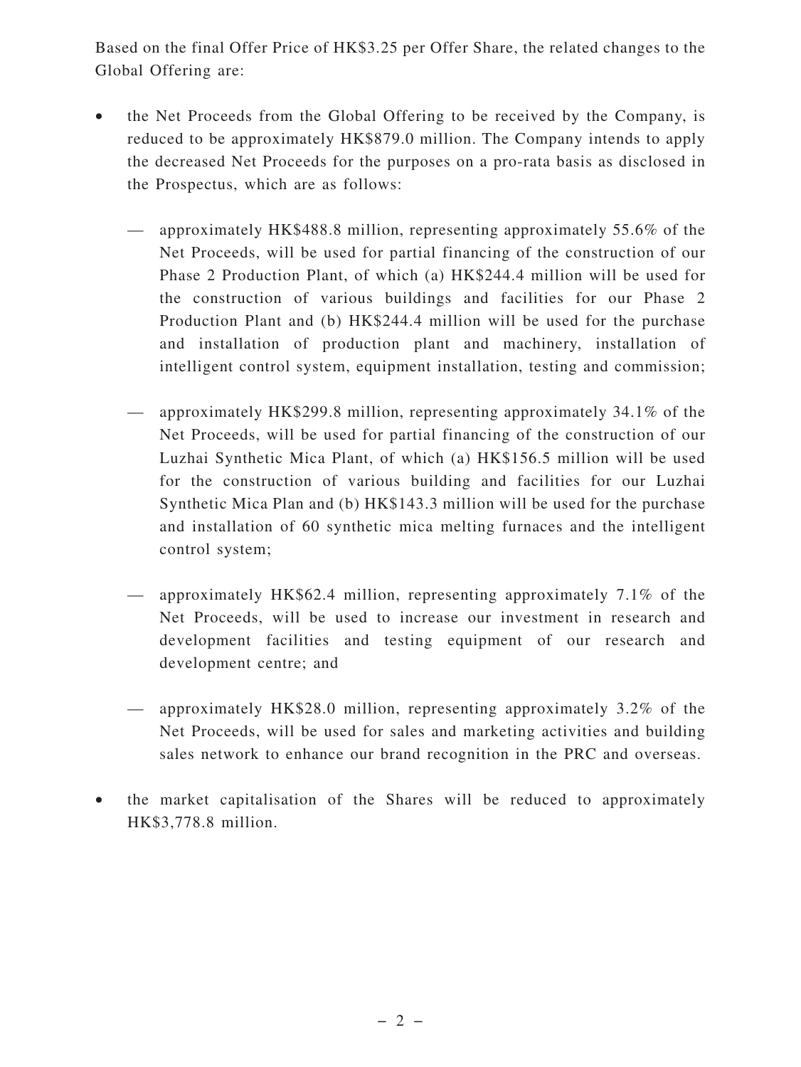Based on the final Offer Price of HK$3.25 per Offer Share, the related changes to the Global Offering are:

- the Net Proceeds from the Global Offering to be received by the Company, is reduced to be approximately HK$879.0 million. The Company intends to apply the decreased Net Proceeds for the purposes on a pro-rata basis as disclosed in the Prospectus, which are as follows:

  — approximately HK$488.8 million, representing approximately 55.6% of the Net Proceeds, will be used for partial financing of the construction of our Phase 2 Production Plant, of which (a) HK$244.4 million will be used for the construction of various buildings and facilities for our Phase 2 Production Plant and (b) HK$244.4 million will be used for the purchase and installation of production plant and machinery, installation of intelligent control system, equipment installation, testing and commission;

  — approximately HK$299.8 million, representing approximately 34.1% of the Net Proceeds, will be used for partial financing of the construction of our Luzhai Synthetic Mica Plant, of which (a) HK$156.5 million will be used for the construction of various building and facilities for our Luzhai Synthetic Mica Plan and (b) HK$143.3 million will be used for the purchase and installation of 60 synthetic mica melting furnaces and the intelligent control system;

  — approximately HK$62.4 million, representing approximately 7.1% of the Net Proceeds, will be used to increase our investment in research and development facilities and testing equipment of our research and development centre; and

  — approximately HK$28.0 million, representing approximately 3.2% of the Net Proceeds, will be used for sales and marketing activities and building sales network to enhance our brand recognition in the PRC and overseas.

- the market capitalisation of the Shares will be reduced to approximately HK$3,778.8 million.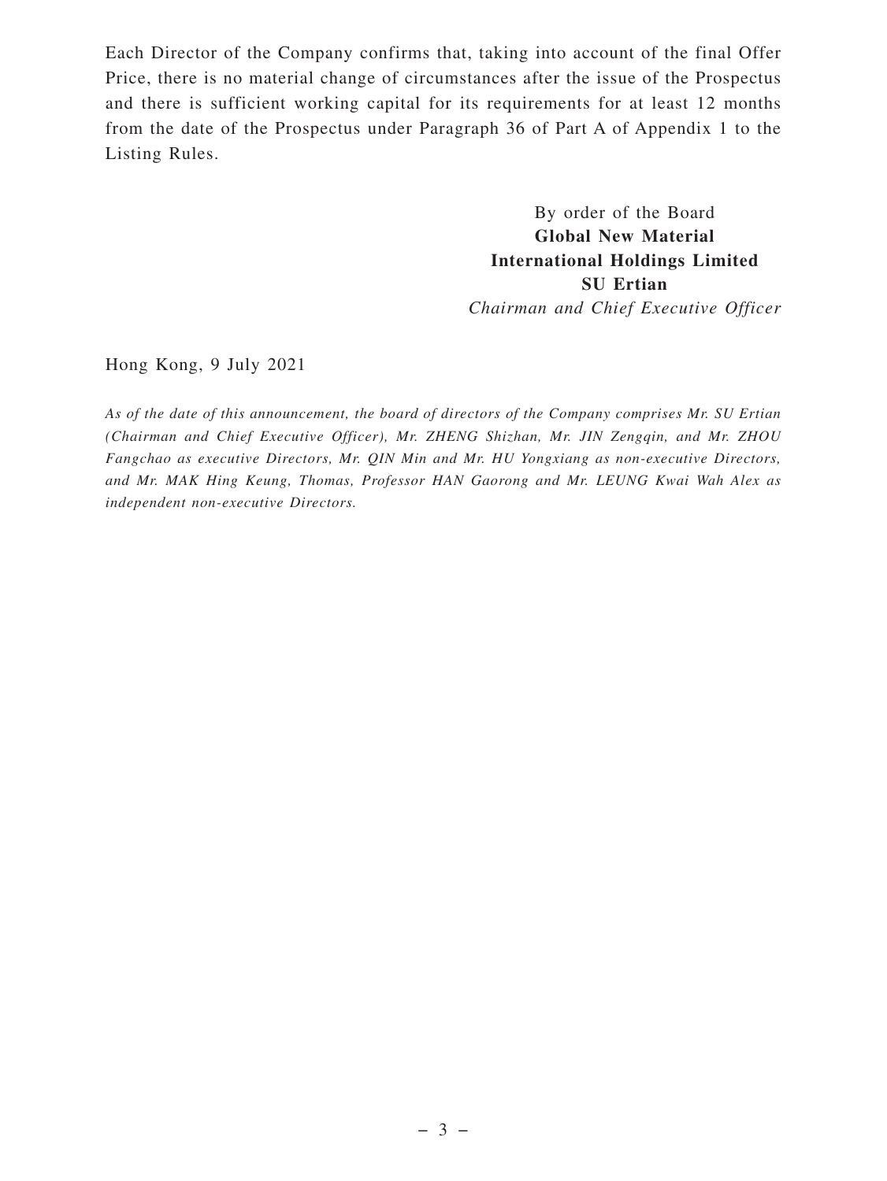Each Director of the Company confirms that, taking into account of the final Offer Price, there is no material change of circumstances after the issue of the Prospectus and there is sufficient working capital for its requirements for at least 12 months from the date of the Prospectus under Paragraph 36 of Part A of Appendix 1 to the Listing Rules.

By order of the Board
**Global New Material International Holdings Limited**
**SU Ertian**
*Chairman and Chief Executive Officer*

Hong Kong, 9 July 2021

*As of the date of this announcement, the board of directors of the Company comprises Mr. SU Ertian (Chairman and Chief Executive Officer), Mr. ZHENG Shizhan, Mr. JIN Zengqin, and Mr. ZHOU Fangchao as executive Directors, Mr. QIN Min and Mr. HU Yongxiang as non-executive Directors, and Mr. MAK Hing Keung, Thomas, Professor HAN Gaorong and Mr. LEUNG Kwai Wah Alex as independent non-executive Directors.*